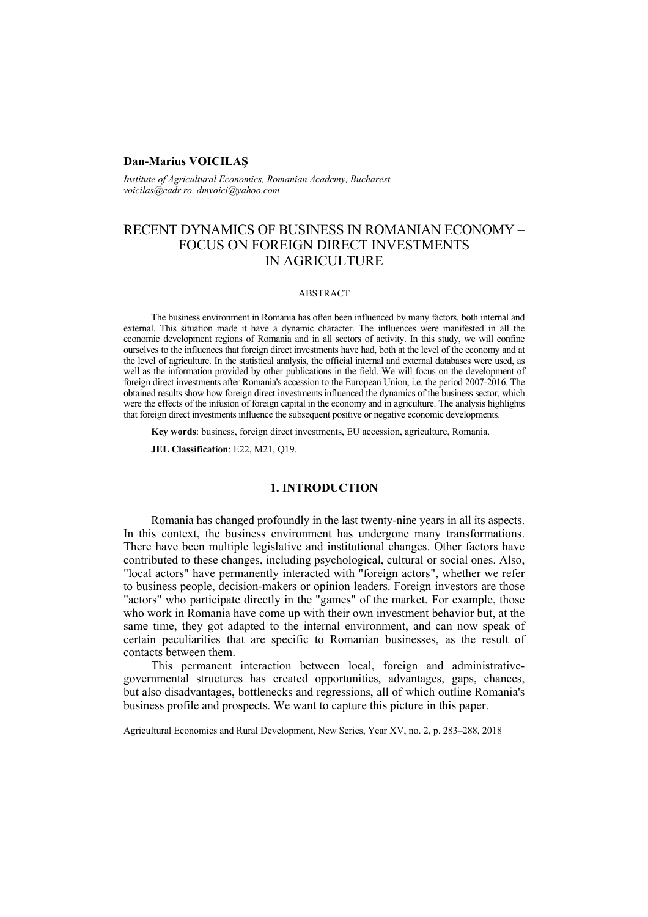**Dan-Marius VOICILAŞ**

*Institute of Agricultural Economics, Romanian Academy, Bucharest*
*voicilas@eadr.ro, dmvoici@yahoo.com*

# RECENT DYNAMICS OF BUSINESS IN ROMANIAN ECONOMY – FOCUS ON FOREIGN DIRECT INVESTMENTS IN AGRICULTURE

## ABSTRACT

The business environment in Romania has often been influenced by many factors, both internal and external. This situation made it have a dynamic character. The influences were manifested in all the economic development regions of Romania and in all sectors of activity. In this study, we will confine ourselves to the influences that foreign direct investments have had, both at the level of the economy and at the level of agriculture. In the statistical analysis, the official internal and external databases were used, as well as the information provided by other publications in the field. We will focus on the development of foreign direct investments after Romania's accession to the European Union, i.e. the period 2007-2016. The obtained results show how foreign direct investments influenced the dynamics of the business sector, which were the effects of the infusion of foreign capital in the economy and in agriculture. The analysis highlights that foreign direct investments influence the subsequent positive or negative economic developments.

**Key words**: business, foreign direct investments, EU accession, agriculture, Romania.

**JEL Classification**: E22, M21, Q19.

## 1. INTRODUCTION

Romania has changed profoundly in the last twenty-nine years in all its aspects. In this context, the business environment has undergone many transformations. There have been multiple legislative and institutional changes. Other factors have contributed to these changes, including psychological, cultural or social ones. Also, "local actors" have permanently interacted with "foreign actors", whether we refer to business people, decision-makers or opinion leaders. Foreign investors are those "actors" who participate directly in the "games" of the market. For example, those who work in Romania have come up with their own investment behavior but, at the same time, they got adapted to the internal environment, and can now speak of certain peculiarities that are specific to Romanian businesses, as the result of contacts between them.

This permanent interaction between local, foreign and administrative-governmental structures has created opportunities, advantages, gaps, chances, but also disadvantages, bottlenecks and regressions, all of which outline Romania's business profile and prospects. We want to capture this picture in this paper.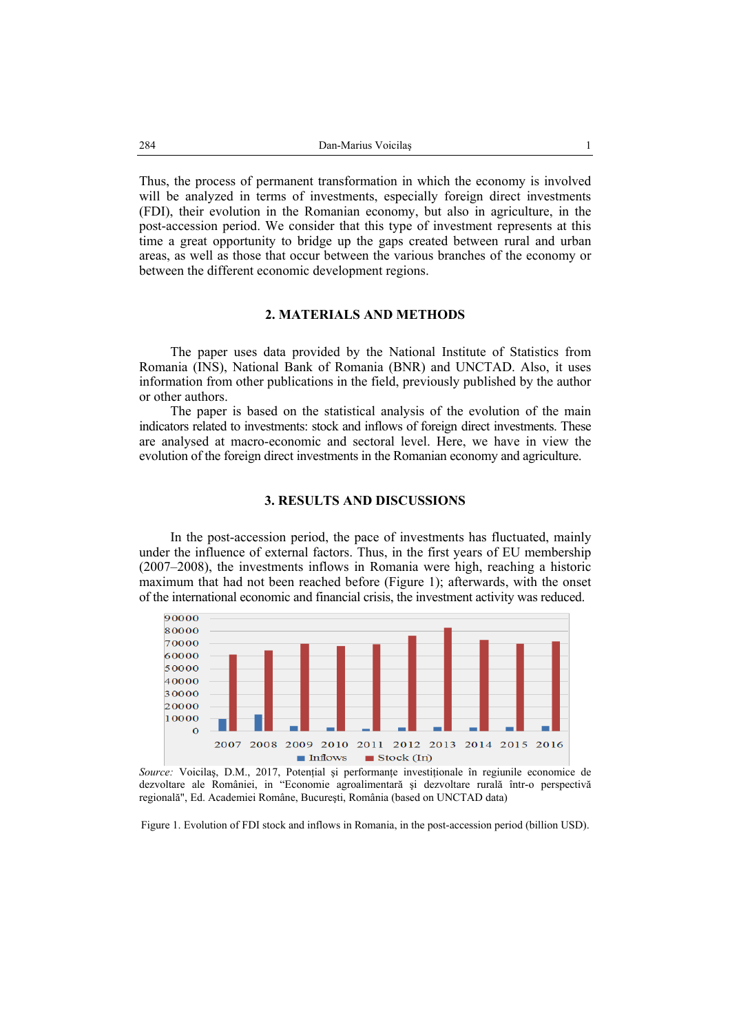Thus, the process of permanent transformation in which the economy is involved will be analyzed in terms of investments, especially foreign direct investments (FDI), their evolution in the Romanian economy, but also in agriculture, in the post-accession period. We consider that this type of investment represents at this time a great opportunity to bridge up the gaps created between rural and urban areas, as well as those that occur between the various branches of the economy or between the different economic development regions.

## 2. MATERIALS AND METHODS

The paper uses data provided by the National Institute of Statistics from Romania (INS), National Bank of Romania (BNR) and UNCTAD. Also, it uses information from other publications in the field, previously published by the author or other authors.

The paper is based on the statistical analysis of the evolution of the main indicators related to investments: stock and inflows of foreign direct investments. These are analysed at macro-economic and sectoral level. Here, we have in view the evolution of the foreign direct investments in the Romanian economy and agriculture.

## 3. RESULTS AND DISCUSSIONS

In the post-accession period, the pace of investments has fluctuated, mainly under the influence of external factors. Thus, in the first years of EU membership (2007–2008), the investments inflows in Romania were high, reaching a historic maximum that had not been reached before (Figure 1); afterwards, with the onset of the international economic and financial crisis, the investment activity was reduced.

*Source:* Voicilaş, D.M., 2017, Potenţial şi performanţe investiţionale în regiunile economice de dezvoltare ale României, in "Economie agroalimentară şi dezvoltare rurală într-o perspectivă regională", Ed. Academiei Române, Bucureşti, România (based on UNCTAD data)

Figure 1. Evolution of FDI stock and inflows in Romania, in the post-accession period (billion USD).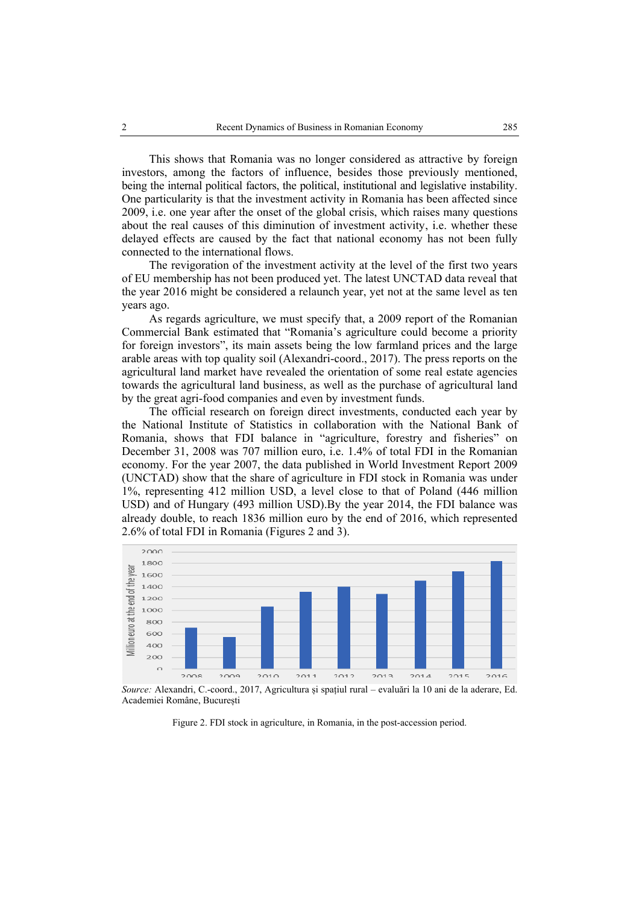This shows that Romania was no longer considered as attractive by foreign investors, among the factors of influence, besides those previously mentioned, being the internal political factors, the political, institutional and legislative instability. One particularity is that the investment activity in Romania has been affected since 2009, i.e. one year after the onset of the global crisis, which raises many questions about the real causes of this diminution of investment activity, i.e. whether these delayed effects are caused by the fact that national economy has not been fully connected to the international flows.

The revigoration of the investment activity at the level of the first two years of EU membership has not been produced yet. The latest UNCTAD data reveal that the year 2016 might be considered a relaunch year, yet not at the same level as ten years ago.

As regards agriculture, we must specify that, a 2009 report of the Romanian Commercial Bank estimated that "Romania's agriculture could become a priority for foreign investors", its main assets being the low farmland prices and the large arable areas with top quality soil (Alexandri-coord., 2017). The press reports on the agricultural land market have revealed the orientation of some real estate agencies towards the agricultural land business, as well as the purchase of agricultural land by the great agri-food companies and even by investment funds.

The official research on foreign direct investments, conducted each year by the National Institute of Statistics in collaboration with the National Bank of Romania, shows that FDI balance in "agriculture, forestry and fisheries" on December 31, 2008 was 707 million euro, i.e. 1.4% of total FDI in the Romanian economy. For the year 2007, the data published in World Investment Report 2009 (UNCTAD) show that the share of agriculture in FDI stock in Romania was under 1%, representing 412 million USD, a level close to that of Poland (446 million USD) and of Hungary (493 million USD).By the year 2014, the FDI balance was already double, to reach 1836 million euro by the end of 2016, which represented 2.6% of total FDI in Romania (Figures 2 and 3).

*Source:* Alexandri, C.-coord., 2017, Agricultura și spațiul rural – evaluări la 10 ani de la aderare, Ed. Academiei Române, București

Figure 2. FDI stock in agriculture, in Romania, in the post-accession period.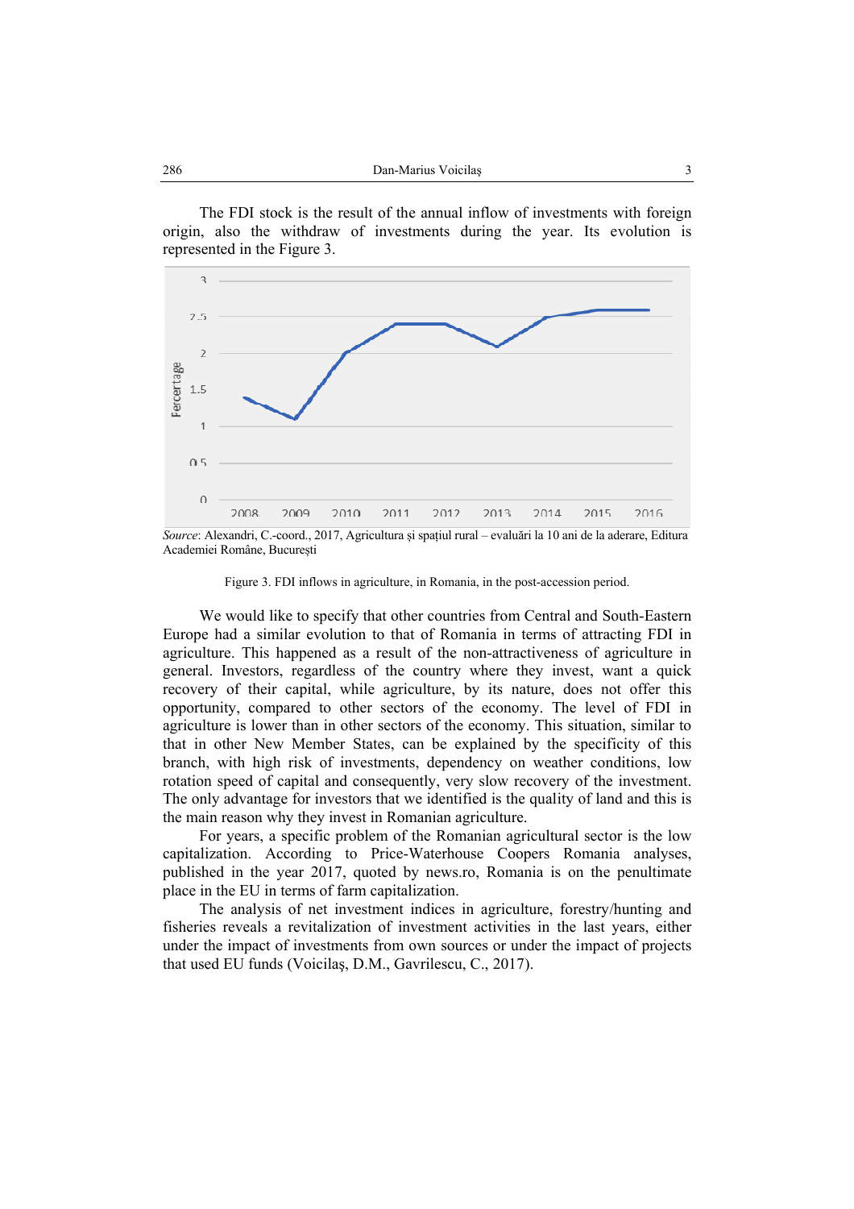The FDI stock is the result of the annual inflow of investments with foreign origin, also the withdraw of investments during the year. Its evolution is represented in the Figure 3.

*Source*: Alexandri, C.-coord., 2017, Agricultura și spațiul rural – evaluări la 10 ani de la aderare, Editura Academiei Române, București

Figure 3. FDI inflows in agriculture, in Romania, in the post-accession period.

We would like to specify that other countries from Central and South-Eastern Europe had a similar evolution to that of Romania in terms of attracting FDI in agriculture. This happened as a result of the non-attractiveness of agriculture in general. Investors, regardless of the country where they invest, want a quick recovery of their capital, while agriculture, by its nature, does not offer this opportunity, compared to other sectors of the economy. The level of FDI in agriculture is lower than in other sectors of the economy. This situation, similar to that in other New Member States, can be explained by the specificity of this branch, with high risk of investments, dependency on weather conditions, low rotation speed of capital and consequently, very slow recovery of the investment. The only advantage for investors that we identified is the quality of land and this is the main reason why they invest in Romanian agriculture.

For years, a specific problem of the Romanian agricultural sector is the low capitalization. According to Price-Waterhouse Coopers Romania analyses, published in the year 2017, quoted by news.ro, Romania is on the penultimate place in the EU in terms of farm capitalization.

The analysis of net investment indices in agriculture, forestry/hunting and fisheries reveals a revitalization of investment activities in the last years, either under the impact of investments from own sources or under the impact of projects that used EU funds (Voicilaș, D.M., Gavrilescu, C., 2017).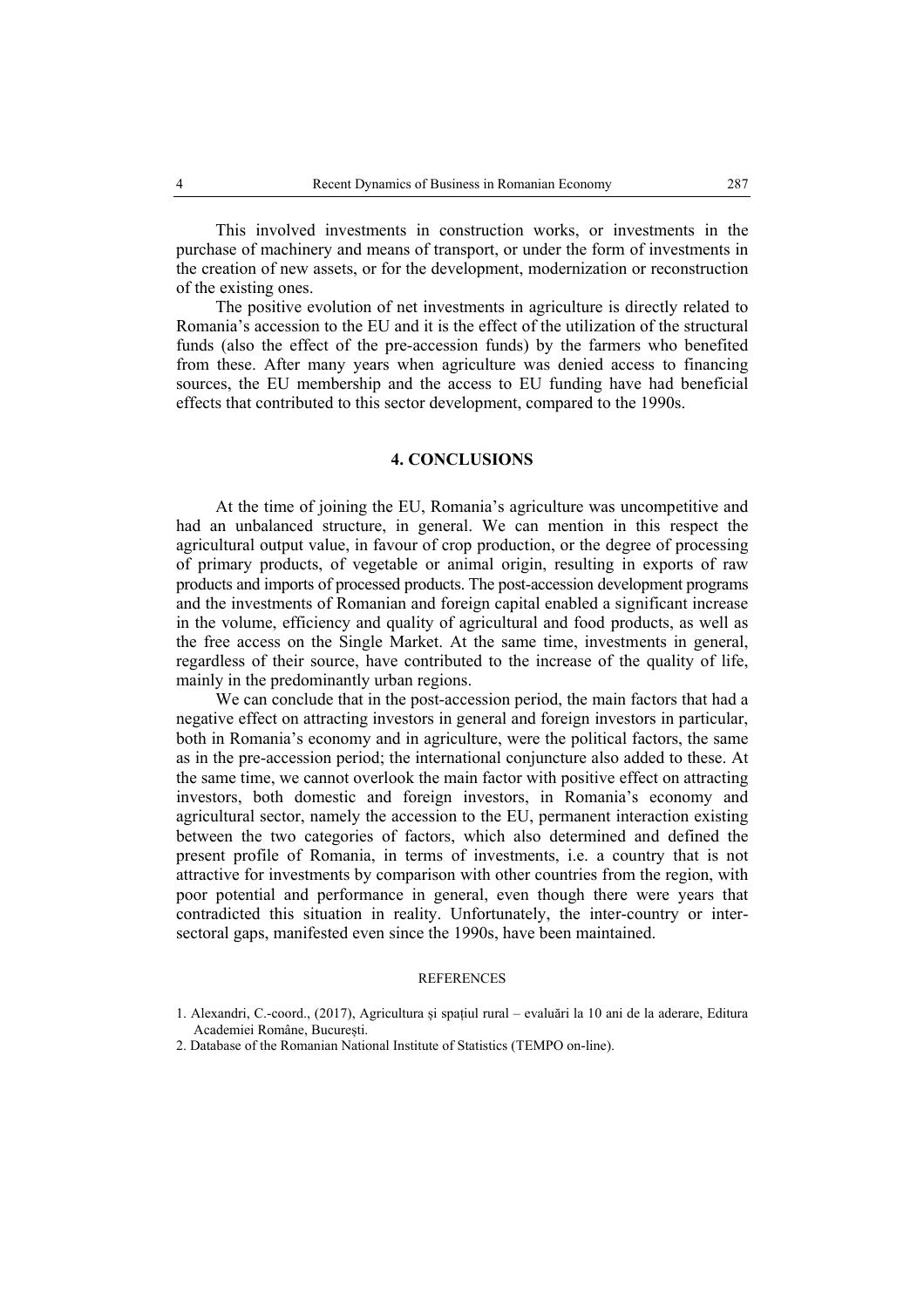This involved investments in construction works, or investments in the purchase of machinery and means of transport, or under the form of investments in the creation of new assets, or for the development, modernization or reconstruction of the existing ones.

The positive evolution of net investments in agriculture is directly related to Romania's accession to the EU and it is the effect of the utilization of the structural funds (also the effect of the pre-accession funds) by the farmers who benefited from these. After many years when agriculture was denied access to financing sources, the EU membership and the access to EU funding have had beneficial effects that contributed to this sector development, compared to the 1990s.

## 4. CONCLUSIONS

At the time of joining the EU, Romania's agriculture was uncompetitive and had an unbalanced structure, in general. We can mention in this respect the agricultural output value, in favour of crop production, or the degree of processing of primary products, of vegetable or animal origin, resulting in exports of raw products and imports of processed products. The post-accession development programs and the investments of Romanian and foreign capital enabled a significant increase in the volume, efficiency and quality of agricultural and food products, as well as the free access on the Single Market. At the same time, investments in general, regardless of their source, have contributed to the increase of the quality of life, mainly in the predominantly urban regions.

We can conclude that in the post-accession period, the main factors that had a negative effect on attracting investors in general and foreign investors in particular, both in Romania's economy and in agriculture, were the political factors, the same as in the pre-accession period; the international conjuncture also added to these. At the same time, we cannot overlook the main factor with positive effect on attracting investors, both domestic and foreign investors, in Romania's economy and agricultural sector, namely the accession to the EU, permanent interaction existing between the two categories of factors, which also determined and defined the present profile of Romania, in terms of investments, i.e. a country that is not attractive for investments by comparison with other countries from the region, with poor potential and performance in general, even though there were years that contradicted this situation in reality. Unfortunately, the inter-country or inter-sectoral gaps, manifested even since the 1990s, have been maintained.

### REFERENCES

1. Alexandri, C.-coord., (2017), Agricultura și spațiul rural – evaluări la 10 ani de la aderare, Editura Academiei Române, București.
2. Database of the Romanian National Institute of Statistics (TEMPO on-line).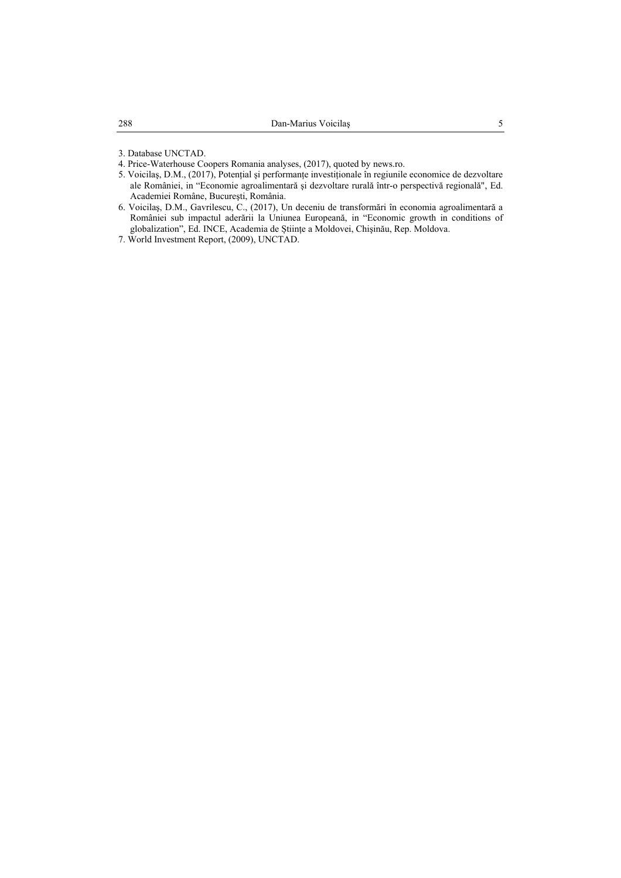3. Database UNCTAD.
4. Price-Waterhouse Coopers Romania analyses, (2017), quoted by news.ro.
5. Voicilaş, D.M., (2017), Potenţial şi performanţe investiţionale în regiunile economice de dezvoltare ale României, in "Economie agroalimentară şi dezvoltare rurală într-o perspectivă regională", Ed. Academiei Române, Bucureşti, România.
6. Voicilaş, D.M., Gavrilescu, C., (2017), Un deceniu de transformări în economia agroalimentară a României sub impactul aderării la Uniunea Europeană, in "Economic growth in conditions of globalization", Ed. INCE, Academia de Ştiinţe a Moldovei, Chişinău, Rep. Moldova.
7. World Investment Report, (2009), UNCTAD.